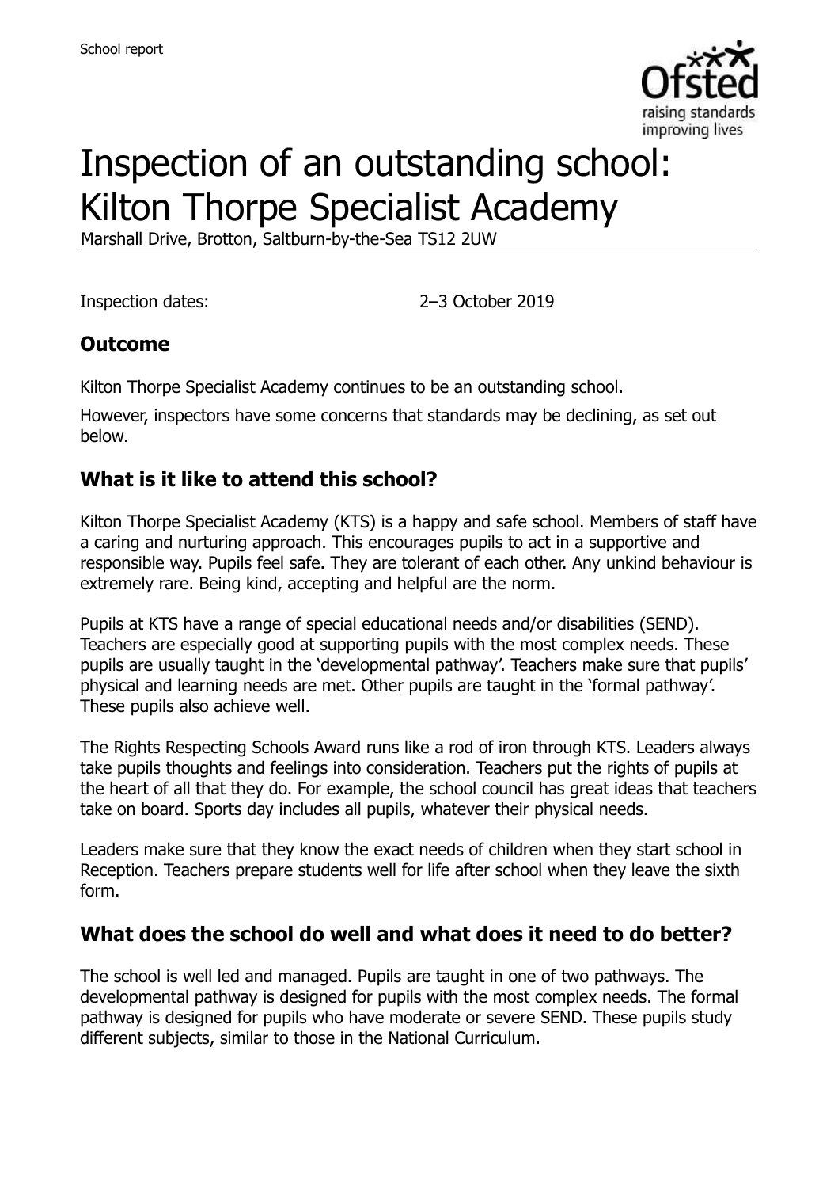School report

# Inspection of an outstanding school: Kilton Thorpe Specialist Academy

Marshall Drive, Brotton, Saltburn-by-the-Sea TS12 2UW

Inspection dates: 2–3 October 2019

## Outcome

Kilton Thorpe Specialist Academy continues to be an outstanding school.

However, inspectors have some concerns that standards may be declining, as set out below.

## What is it like to attend this school?

Kilton Thorpe Specialist Academy (KTS) is a happy and safe school. Members of staff have a caring and nurturing approach. This encourages pupils to act in a supportive and responsible way. Pupils feel safe. They are tolerant of each other. Any unkind behaviour is extremely rare. Being kind, accepting and helpful are the norm.

Pupils at KTS have a range of special educational needs and/or disabilities (SEND). Teachers are especially good at supporting pupils with the most complex needs. These pupils are usually taught in the 'developmental pathway'. Teachers make sure that pupils' physical and learning needs are met. Other pupils are taught in the 'formal pathway'. These pupils also achieve well.

The Rights Respecting Schools Award runs like a rod of iron through KTS. Leaders always take pupils thoughts and feelings into consideration. Teachers put the rights of pupils at the heart of all that they do. For example, the school council has great ideas that teachers take on board. Sports day includes all pupils, whatever their physical needs.

Leaders make sure that they know the exact needs of children when they start school in Reception. Teachers prepare students well for life after school when they leave the sixth form.

## What does the school do well and what does it need to do better?

The school is well led and managed. Pupils are taught in one of two pathways. The developmental pathway is designed for pupils with the most complex needs. The formal pathway is designed for pupils who have moderate or severe SEND. These pupils study different subjects, similar to those in the National Curriculum.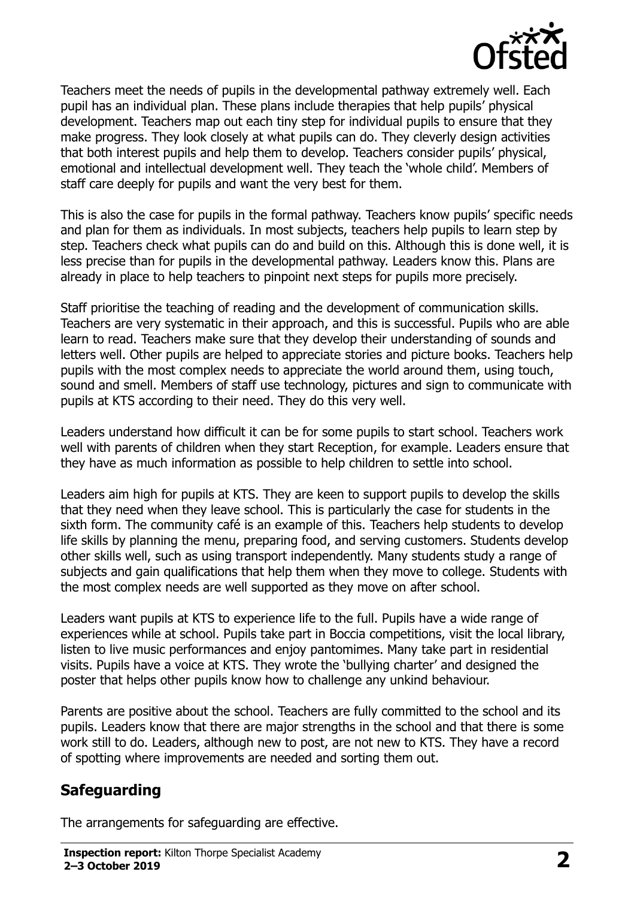Teachers meet the needs of pupils in the developmental pathway extremely well. Each pupil has an individual plan. These plans include therapies that help pupils' physical development. Teachers map out each tiny step for individual pupils to ensure that they make progress. They look closely at what pupils can do. They cleverly design activities that both interest pupils and help them to develop. Teachers consider pupils' physical, emotional and intellectual development well. They teach the 'whole child'. Members of staff care deeply for pupils and want the very best for them.

This is also the case for pupils in the formal pathway. Teachers know pupils' specific needs and plan for them as individuals. In most subjects, teachers help pupils to learn step by step. Teachers check what pupils can do and build on this. Although this is done well, it is less precise than for pupils in the developmental pathway. Leaders know this. Plans are already in place to help teachers to pinpoint next steps for pupils more precisely.

Staff prioritise the teaching of reading and the development of communication skills. Teachers are very systematic in their approach, and this is successful. Pupils who are able learn to read. Teachers make sure that they develop their understanding of sounds and letters well. Other pupils are helped to appreciate stories and picture books. Teachers help pupils with the most complex needs to appreciate the world around them, using touch, sound and smell. Members of staff use technology, pictures and sign to communicate with pupils at KTS according to their need. They do this very well.

Leaders understand how difficult it can be for some pupils to start school. Teachers work well with parents of children when they start Reception, for example. Leaders ensure that they have as much information as possible to help children to settle into school.

Leaders aim high for pupils at KTS. They are keen to support pupils to develop the skills that they need when they leave school. This is particularly the case for students in the sixth form. The community café is an example of this. Teachers help students to develop life skills by planning the menu, preparing food, and serving customers. Students develop other skills well, such as using transport independently. Many students study a range of subjects and gain qualifications that help them when they move to college. Students with the most complex needs are well supported as they move on after school.

Leaders want pupils at KTS to experience life to the full. Pupils have a wide range of experiences while at school. Pupils take part in Boccia competitions, visit the local library, listen to live music performances and enjoy pantomimes. Many take part in residential visits. Pupils have a voice at KTS. They wrote the 'bullying charter' and designed the poster that helps other pupils know how to challenge any unkind behaviour.

Parents are positive about the school. Teachers are fully committed to the school and its pupils. Leaders know that there are major strengths in the school and that there is some work still to do. Leaders, although new to post, are not new to KTS. They have a record of spotting where improvements are needed and sorting them out.

## Safeguarding

The arrangements for safeguarding are effective.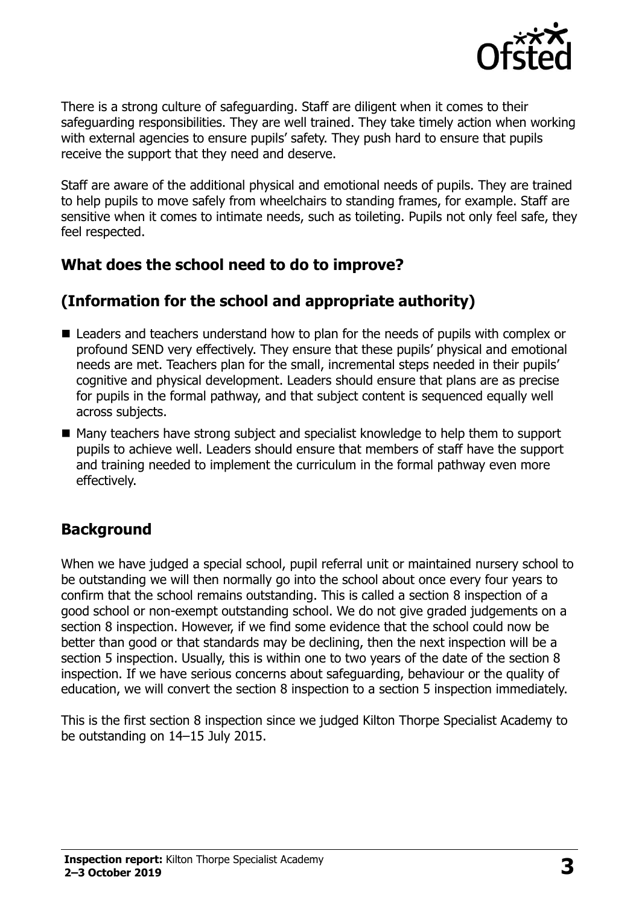There is a strong culture of safeguarding. Staff are diligent when it comes to their safeguarding responsibilities. They are well trained. They take timely action when working with external agencies to ensure pupils' safety. They push hard to ensure that pupils receive the support that they need and deserve.

Staff are aware of the additional physical and emotional needs of pupils. They are trained to help pupils to move safely from wheelchairs to standing frames, for example. Staff are sensitive when it comes to intimate needs, such as toileting. Pupils not only feel safe, they feel respected.

## What does the school need to do to improve?

## (Information for the school and appropriate authority)

- Leaders and teachers understand how to plan for the needs of pupils with complex or profound SEND very effectively. They ensure that these pupils' physical and emotional needs are met. Teachers plan for the small, incremental steps needed in their pupils' cognitive and physical development. Leaders should ensure that plans are as precise for pupils in the formal pathway, and that subject content is sequenced equally well across subjects.
- Many teachers have strong subject and specialist knowledge to help them to support pupils to achieve well. Leaders should ensure that members of staff have the support and training needed to implement the curriculum in the formal pathway even more effectively.

## Background

When we have judged a special school, pupil referral unit or maintained nursery school to be outstanding we will then normally go into the school about once every four years to confirm that the school remains outstanding. This is called a section 8 inspection of a good school or non-exempt outstanding school. We do not give graded judgements on a section 8 inspection. However, if we find some evidence that the school could now be better than good or that standards may be declining, then the next inspection will be a section 5 inspection. Usually, this is within one to two years of the date of the section 8 inspection. If we have serious concerns about safeguarding, behaviour or the quality of education, we will convert the section 8 inspection to a section 5 inspection immediately.

This is the first section 8 inspection since we judged Kilton Thorpe Specialist Academy to be outstanding on 14–15 July 2015.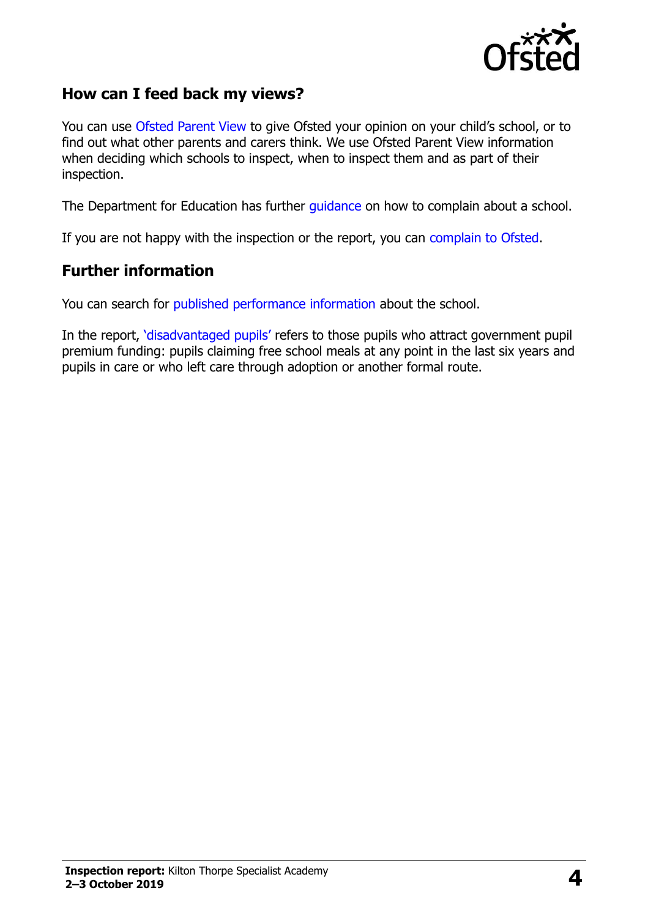## How can I feed back my views?

You can use Ofsted Parent View to give Ofsted your opinion on your child's school, or to find out what other parents and carers think. We use Ofsted Parent View information when deciding which schools to inspect, when to inspect them and as part of their inspection.

The Department for Education has further guidance on how to complain about a school.

If you are not happy with the inspection or the report, you can complain to Ofsted.

## Further information

You can search for published performance information about the school.

In the report, 'disadvantaged pupils' refers to those pupils who attract government pupil premium funding: pupils claiming free school meals at any point in the last six years and pupils in care or who left care through adoption or another formal route.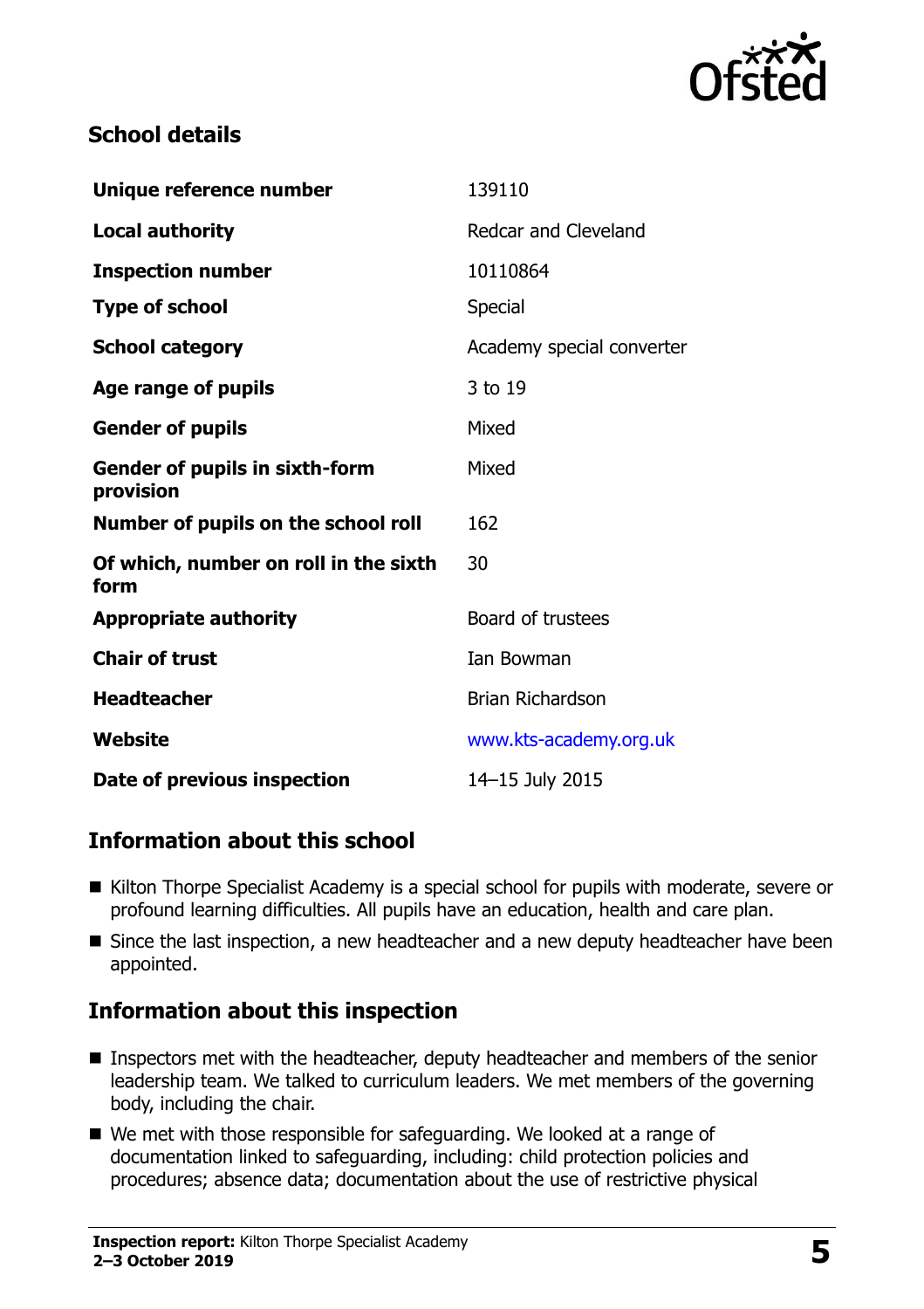## School details

| | |
|---|---|
| **Unique reference number** | 139110 |
| **Local authority** | Redcar and Cleveland |
| **Inspection number** | 10110864 |
| **Type of school** | Special |
| **School category** | Academy special converter |
| **Age range of pupils** | 3 to 19 |
| **Gender of pupils** | Mixed |
| **Gender of pupils in sixth-form provision** | Mixed |
| **Number of pupils on the school roll** | 162 |
| **Of which, number on roll in the sixth form** | 30 |
| **Appropriate authority** | Board of trustees |
| **Chair of trust** | Ian Bowman |
| **Headteacher** | Brian Richardson |
| **Website** | www.kts-academy.org.uk |
| **Date of previous inspection** | 14–15 July 2015 |

## Information about this school

- Kilton Thorpe Specialist Academy is a special school for pupils with moderate, severe or profound learning difficulties. All pupils have an education, health and care plan.
- Since the last inspection, a new headteacher and a new deputy headteacher have been appointed.

## Information about this inspection

- Inspectors met with the headteacher, deputy headteacher and members of the senior leadership team. We talked to curriculum leaders. We met members of the governing body, including the chair.
- We met with those responsible for safeguarding. We looked at a range of documentation linked to safeguarding, including: child protection policies and procedures; absence data; documentation about the use of restrictive physical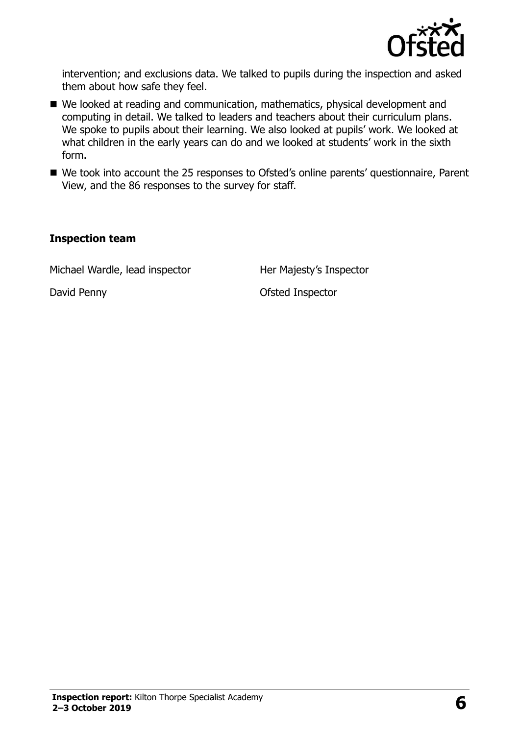intervention; and exclusions data. We talked to pupils during the inspection and asked them about how safe they feel.

- We looked at reading and communication, mathematics, physical development and computing in detail. We talked to leaders and teachers about their curriculum plans. We spoke to pupils about their learning. We also looked at pupils' work. We looked at what children in the early years can do and we looked at students' work in the sixth form.
- We took into account the 25 responses to Ofsted's online parents' questionnaire, Parent View, and the 86 responses to the survey for staff.

## Inspection team

| | |
|---|---|
| Michael Wardle, lead inspector | Her Majesty's Inspector |
| David Penny | Ofsted Inspector |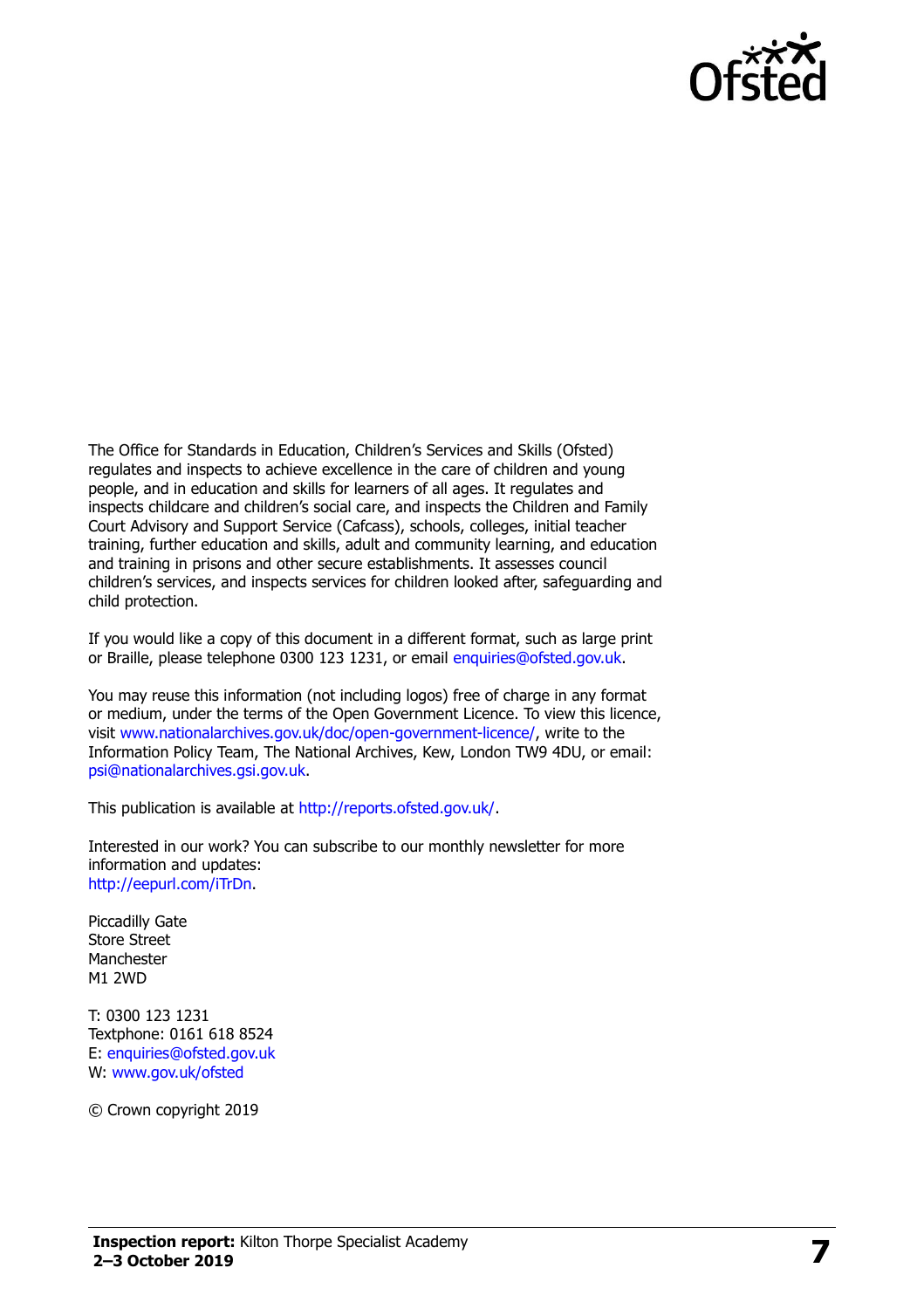The Office for Standards in Education, Children's Services and Skills (Ofsted) regulates and inspects to achieve excellence in the care of children and young people, and in education and skills for learners of all ages. It regulates and inspects childcare and children's social care, and inspects the Children and Family Court Advisory and Support Service (Cafcass), schools, colleges, initial teacher training, further education and skills, adult and community learning, and education and training in prisons and other secure establishments. It assesses council children's services, and inspects services for children looked after, safeguarding and child protection.

If you would like a copy of this document in a different format, such as large print or Braille, please telephone 0300 123 1231, or email enquiries@ofsted.gov.uk.

You may reuse this information (not including logos) free of charge in any format or medium, under the terms of the Open Government Licence. To view this licence, visit www.nationalarchives.gov.uk/doc/open-government-licence/, write to the Information Policy Team, The National Archives, Kew, London TW9 4DU, or email: psi@nationalarchives.gsi.gov.uk.

This publication is available at http://reports.ofsted.gov.uk/.

Interested in our work? You can subscribe to our monthly newsletter for more information and updates:
http://eepurl.com/iTrDn.

Piccadilly Gate
Store Street
Manchester
M1 2WD

T: 0300 123 1231
Textphone: 0161 618 8524
E: enquiries@ofsted.gov.uk
W: www.gov.uk/ofsted

© Crown copyright 2019